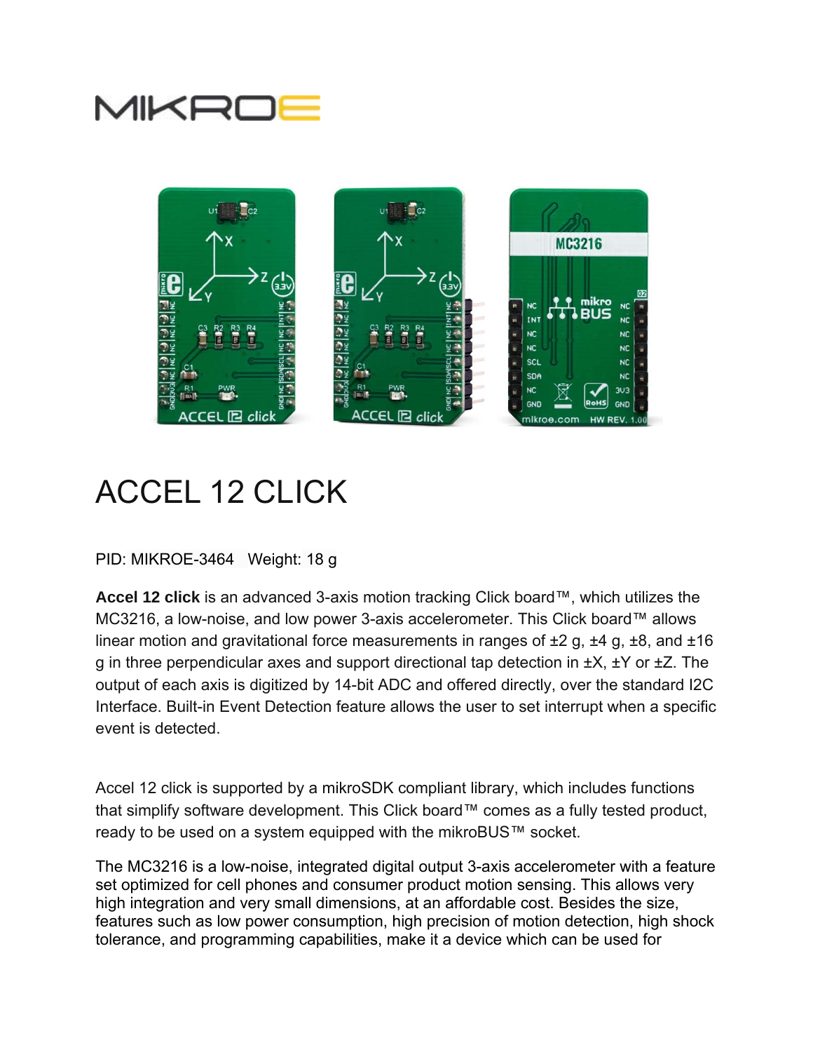# ACCEL 12 CLICK

PID: MIKROE-3464 Weight: 18 g

**Accel 12 click** is an advanced 3-axis motion tracking Click board™, which utilizes the MC3216, a low-noise, and low power 3-axis accelerometer. This Click board™ allows linear motion and gravitational force measurements in ranges of ±2 g, ±4 g, ±8, and ±16 g in three perpendicular axes and support directional tap detection in ±X, ±Y or ±Z. The output of each axis is digitized by 14-bit ADC and offered directly, over the standard I2C Interface. Built-in Event Detection feature allows the user to set interrupt when a specific event is detected.

Accel 12 click is supported by a mikroSDK compliant library, which includes functions that simplify software development. This Click board™ comes as a fully tested product, ready to be used on a system equipped with the mikroBUS™ socket.

The MC3216 is a low-noise, integrated digital output 3-axis accelerometer with a feature set optimized for cell phones and consumer product motion sensing. This allows very high integration and very small dimensions, at an affordable cost. Besides the size, features such as low power consumption, high precision of motion detection, high shock tolerance, and programming capabilities, make it a device which can be used for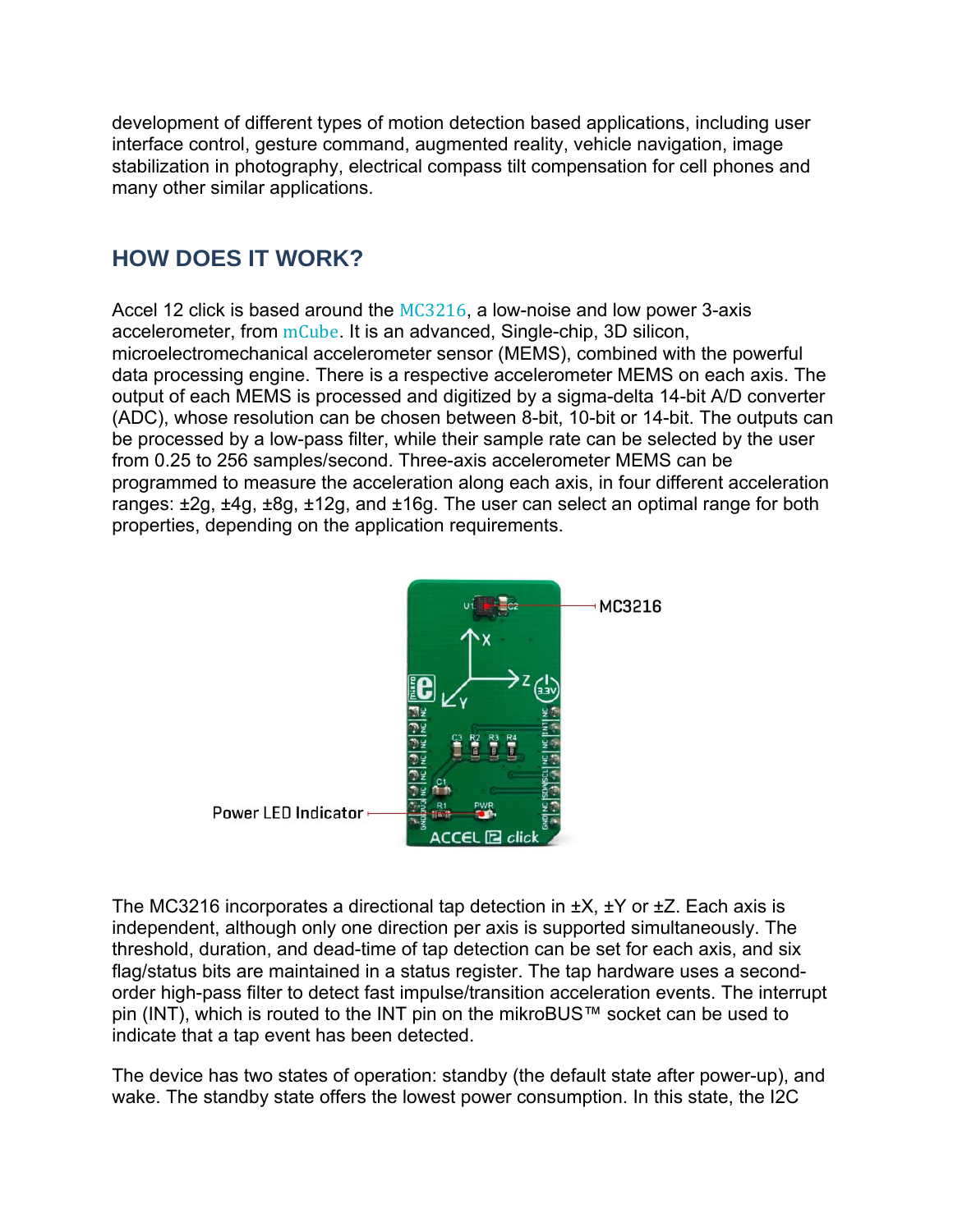development of different types of motion detection based applications, including user interface control, gesture command, augmented reality, vehicle navigation, image stabilization in photography, electrical compass tilt compensation for cell phones and many other similar applications.

## HOW DOES IT WORK?

Accel 12 click is based around the MC3216, a low-noise and low power 3-axis accelerometer, from mCube. It is an advanced, Single-chip, 3D silicon, microelectromechanical accelerometer sensor (MEMS), combined with the powerful data processing engine. There is a respective accelerometer MEMS on each axis. The output of each MEMS is processed and digitized by a sigma-delta 14-bit A/D converter (ADC), whose resolution can be chosen between 8-bit, 10-bit or 14-bit. The outputs can be processed by a low-pass filter, while their sample rate can be selected by the user from 0.25 to 256 samples/second. Three-axis accelerometer MEMS can be programmed to measure the acceleration along each axis, in four different acceleration ranges: ±2g, ±4g, ±8g, ±12g, and ±16g. The user can select an optimal range for both properties, depending on the application requirements.

The MC3216 incorporates a directional tap detection in ±X, ±Y or ±Z. Each axis is independent, although only one direction per axis is supported simultaneously. The threshold, duration, and dead-time of tap detection can be set for each axis, and six flag/status bits are maintained in a status register. The tap hardware uses a second-order high-pass filter to detect fast impulse/transition acceleration events. The interrupt pin (INT), which is routed to the INT pin on the mikroBUS™ socket can be used to indicate that a tap event has been detected.

The device has two states of operation: standby (the default state after power-up), and wake. The standby state offers the lowest power consumption. In this state, the I2C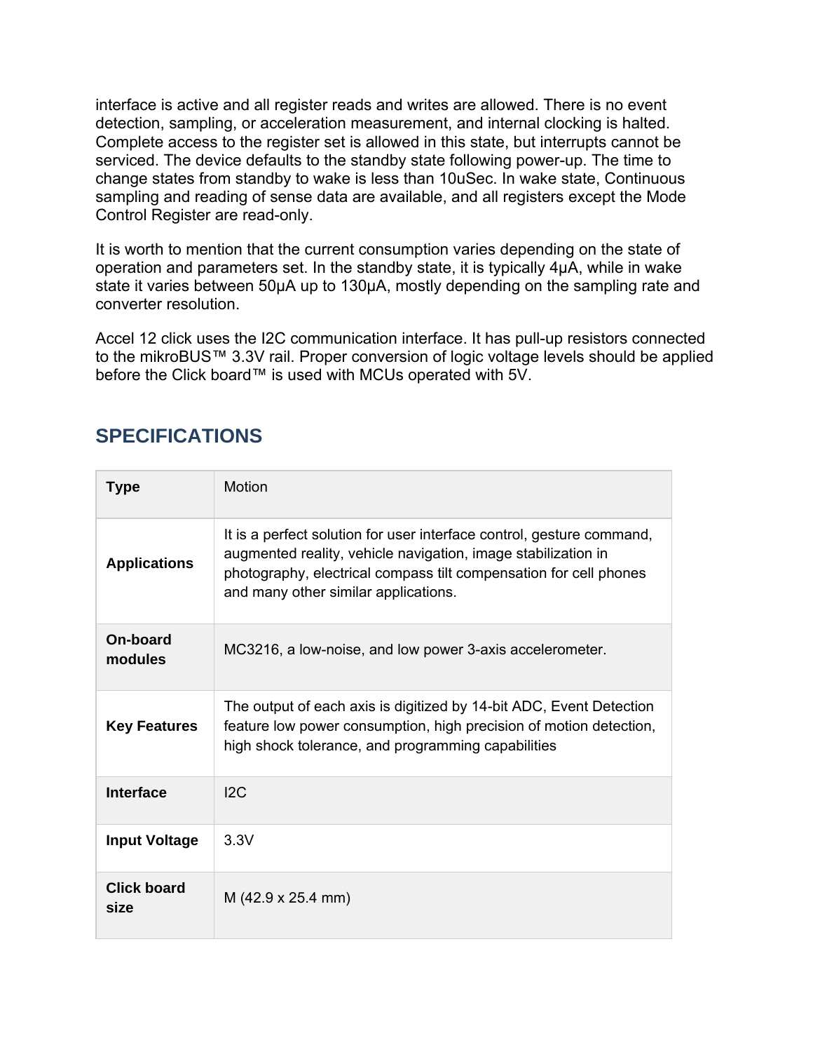interface is active and all register reads and writes are allowed. There is no event detection, sampling, or acceleration measurement, and internal clocking is halted. Complete access to the register set is allowed in this state, but interrupts cannot be serviced. The device defaults to the standby state following power-up. The time to change states from standby to wake is less than 10uSec. In wake state, Continuous sampling and reading of sense data are available, and all registers except the Mode Control Register are read-only.

It is worth to mention that the current consumption varies depending on the state of operation and parameters set. In the standby state, it is typically 4μA, while in wake state it varies between 50μA up to 130μA, mostly depending on the sampling rate and converter resolution.

Accel 12 click uses the I2C communication interface. It has pull-up resistors connected to the mikroBUS™ 3.3V rail. Proper conversion of logic voltage levels should be applied before the Click board™ is used with MCUs operated with 5V.

## SPECIFICATIONS

| **Type** | Motion |
|---|---|
| **Applications** | It is a perfect solution for user interface control, gesture command, augmented reality, vehicle navigation, image stabilization in photography, electrical compass tilt compensation for cell phones and many other similar applications. |
| **On-board modules** | MC3216, a low-noise, and low power 3-axis accelerometer. |
| **Key Features** | The output of each axis is digitized by 14-bit ADC, Event Detection feature low power consumption, high precision of motion detection, high shock tolerance, and programming capabilities |
| **Interface** | I2C |
| **Input Voltage** | 3.3V |
| **Click board size** | M (42.9 x 25.4 mm) |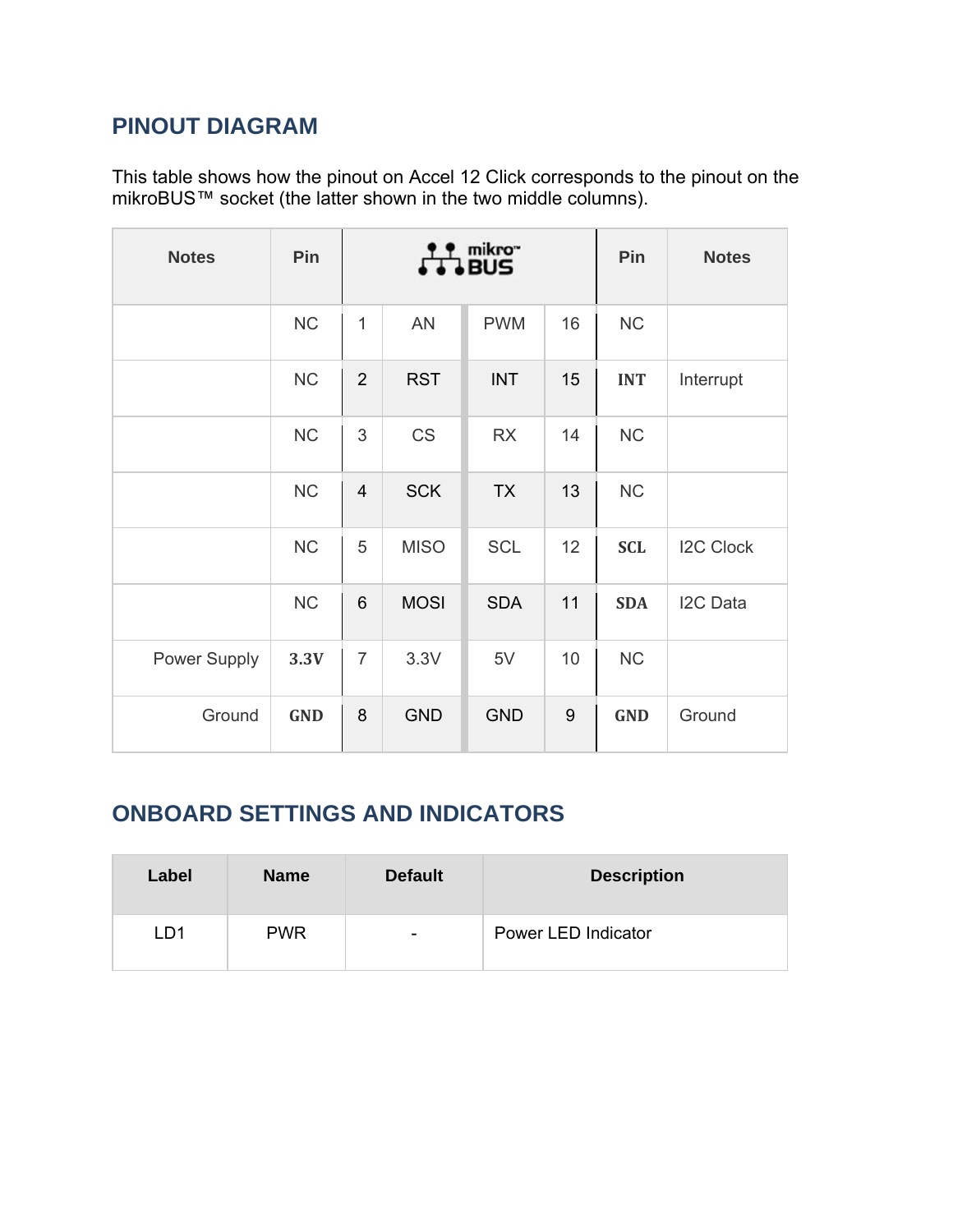## PINOUT DIAGRAM

This table shows how the pinout on Accel 12 Click corresponds to the pinout on the mikroBUS™ socket (the latter shown in the two middle columns).

| Notes | Pin | mikroBUS | | | | Pin | Notes |
|---|---|---|---|---|---|---|---|
| | NC | 1 | AN | PWM | 16 | NC | |
| | NC | 2 | RST | INT | 15 | **INT** | Interrupt |
| | NC | 3 | CS | RX | 14 | NC | |
| | NC | 4 | SCK | TX | 13 | NC | |
| | NC | 5 | MISO | SCL | 12 | **SCL** | I2C Clock |
| | NC | 6 | MOSI | SDA | 11 | **SDA** | I2C Data |
| Power Supply | **3.3V** | 7 | 3.3V | 5V | 10 | NC | |
| Ground | **GND** | 8 | GND | GND | 9 | **GND** | Ground |

## ONBOARD SETTINGS AND INDICATORS

| Label | Name | Default | Description |
|---|---|---|---|
| LD1 | PWR | - | Power LED Indicator |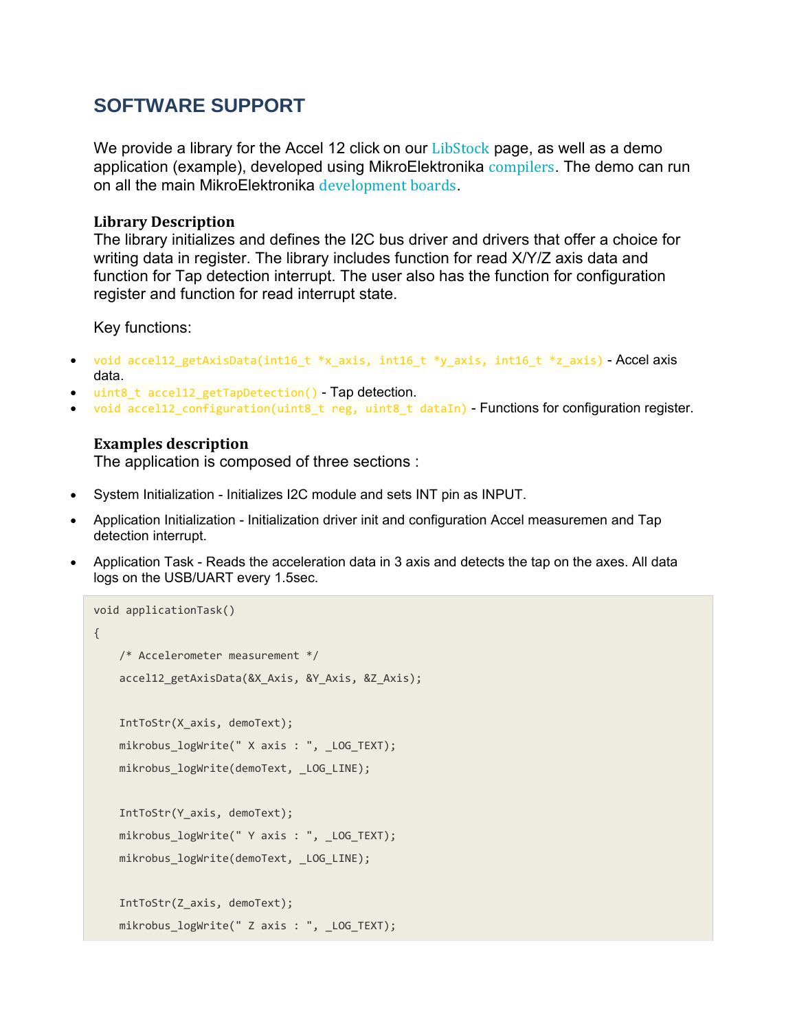## SOFTWARE SUPPORT

We provide a library for the Accel 12 click on our LibStock page, as well as a demo application (example), developed using MikroElektronika compilers. The demo can run on all the main MikroElektronika development boards.

### Library Description

The library initializes and defines the I2C bus driver and drivers that offer a choice for writing data in register. The library includes function for read X/Y/Z axis data and function for Tap detection interrupt. The user also has the function for configuration register and function for read interrupt state.

Key functions:

- `void accel12_getAxisData(int16_t *x_axis, int16_t *y_axis, int16_t *z_axis)` - Accel axis data.
- `uint8_t accel12_getTapDetection()` - Tap detection.
- `void accel12_configuration(uint8_t reg, uint8_t dataIn)` - Functions for configuration register.

### Examples description

The application is composed of three sections :

- System Initialization - Initializes I2C module and sets INT pin as INPUT.
- Application Initialization - Initialization driver init and configuration Accel measuremen and Tap detection interrupt.
- Application Task - Reads the acceleration data in 3 axis and detects the tap on the axes. All data logs on the USB/UART every 1.5sec.

```
void applicationTask()
{
    /* Accelerometer measurement */
    accel12_getAxisData(&X_Axis, &Y_Axis, &Z_Axis);

    IntToStr(X_axis, demoText);
    mikrobus_logWrite(" X axis : ", _LOG_TEXT);
    mikrobus_logWrite(demoText, _LOG_LINE);

    IntToStr(Y_axis, demoText);
    mikrobus_logWrite(" Y axis : ", _LOG_TEXT);
    mikrobus_logWrite(demoText, _LOG_LINE);

    IntToStr(Z_axis, demoText);
    mikrobus_logWrite(" Z axis : ", _LOG_TEXT);
```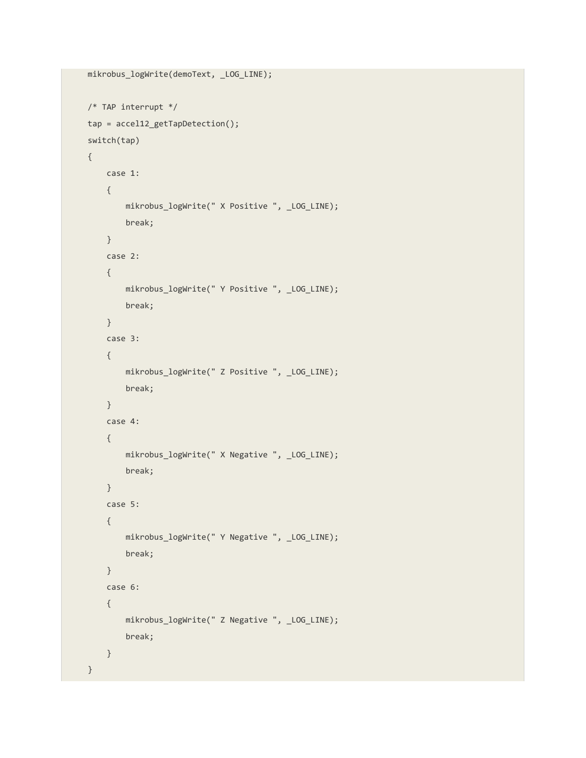```
    mikrobus_logWrite(demoText, _LOG_LINE);

    /* TAP interrupt */
    tap = accel12_getTapDetection();
    switch(tap)
    {
        case 1:
        {
            mikrobus_logWrite(" X Positive ", _LOG_LINE);
            break;
        }
        case 2:
        {
            mikrobus_logWrite(" Y Positive ", _LOG_LINE);
            break;
        }
        case 3:
        {
            mikrobus_logWrite(" Z Positive ", _LOG_LINE);
            break;
        }
        case 4:
        {
            mikrobus_logWrite(" X Negative ", _LOG_LINE);
            break;
        }
        case 5:
        {
            mikrobus_logWrite(" Y Negative ", _LOG_LINE);
            break;
        }
        case 6:
        {
            mikrobus_logWrite(" Z Negative ", _LOG_LINE);
            break;
        }
    }
```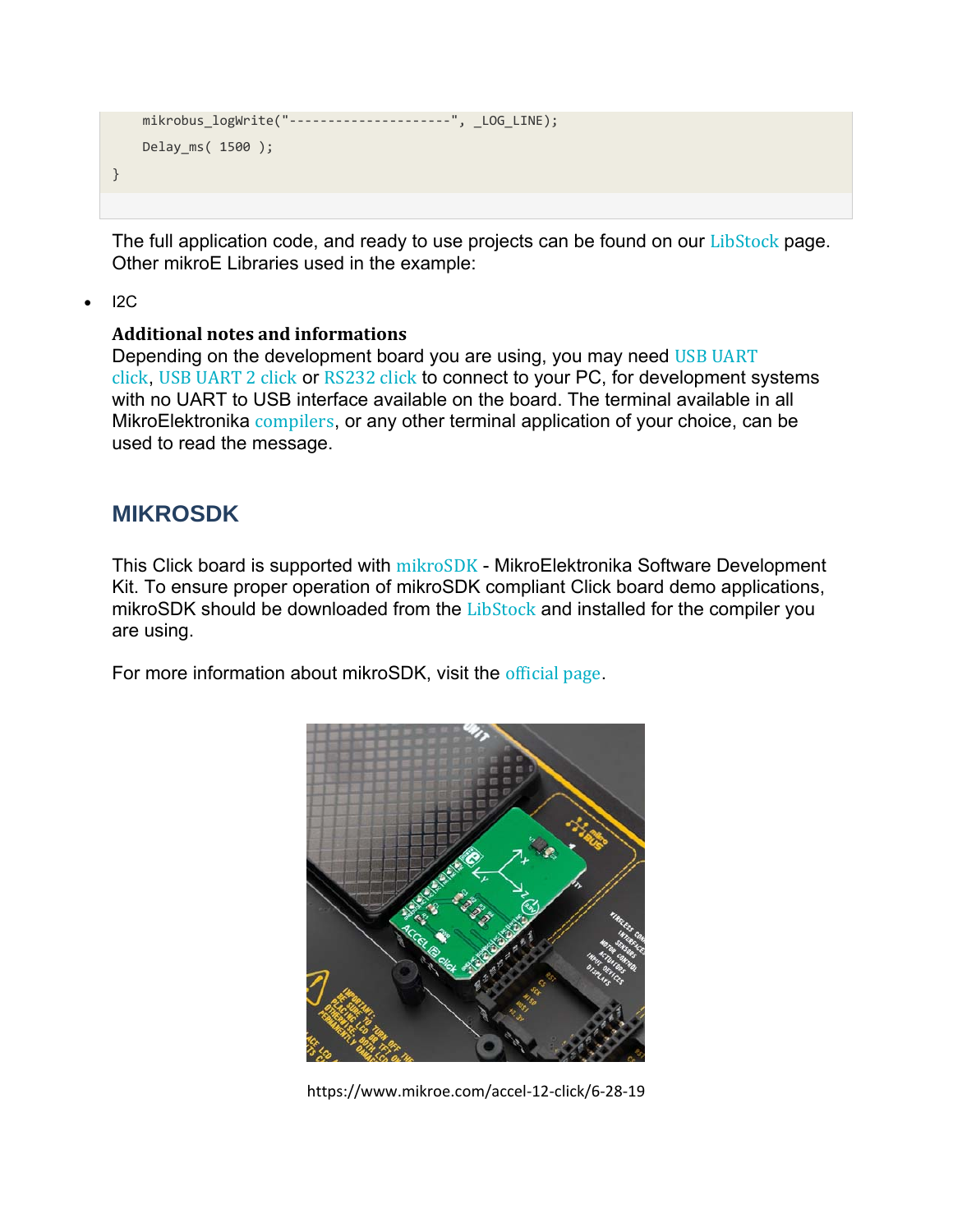```
    mikrobus_logWrite("---------------------", _LOG_LINE);
    Delay_ms( 1500 );
}
```

The full application code, and ready to use projects can be found on our LibStock page. Other mikroE Libraries used in the example:

- I2C

**Additional notes and informations**
Depending on the development board you are using, you may need USB UART click, USB UART 2 click or RS232 click to connect to your PC, for development systems with no UART to USB interface available on the board. The terminal available in all MikroElektronika compilers, or any other terminal application of your choice, can be used to read the message.

## MIKROSDK

This Click board is supported with mikroSDK - MikroElektronika Software Development Kit. To ensure proper operation of mikroSDK compliant Click board demo applications, mikroSDK should be downloaded from the LibStock and installed for the compiler you are using.

For more information about mikroSDK, visit the official page.

https://www.mikroe.com/accel-12-click/6-28-19